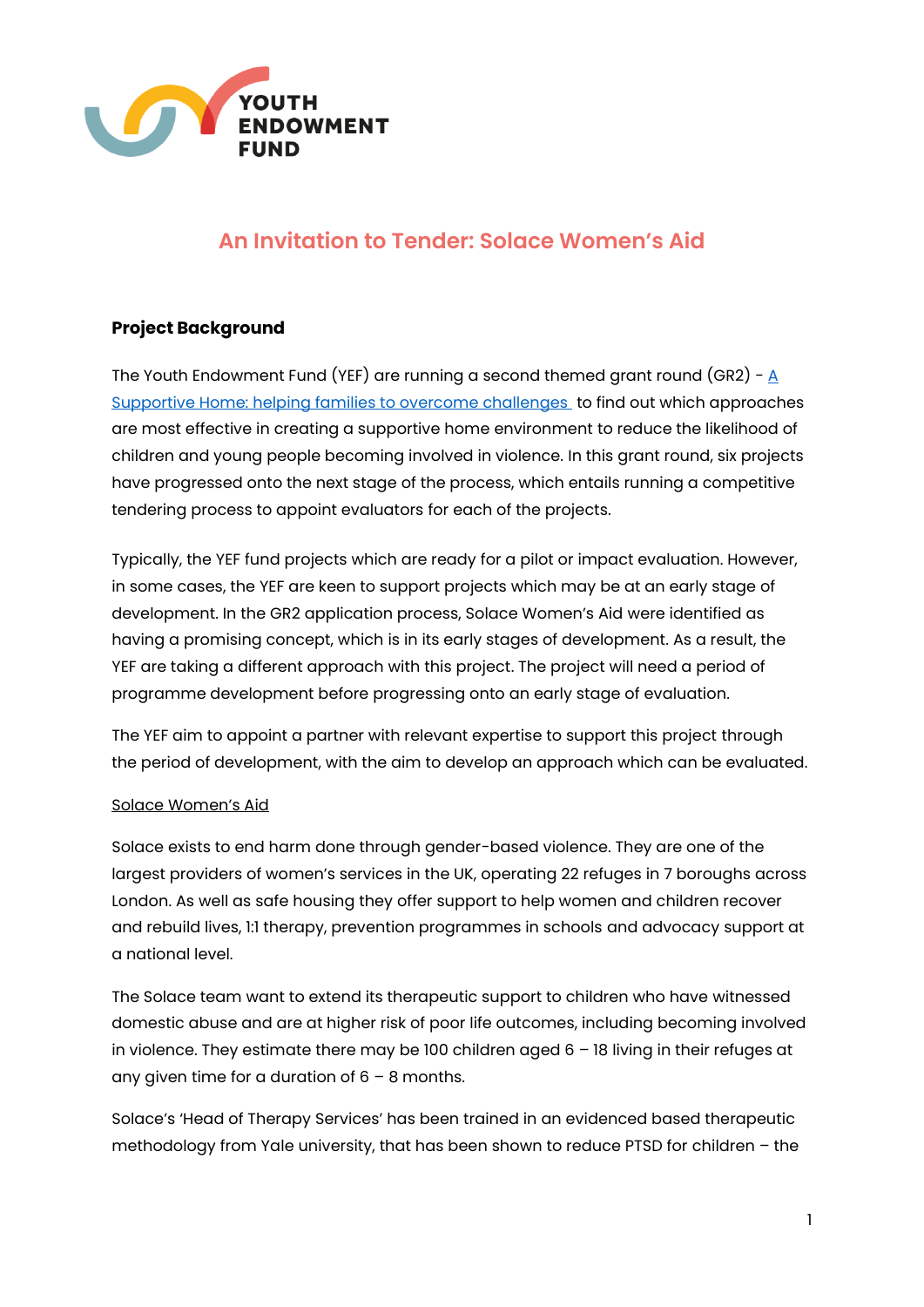# An Invitation to Tender: Solace Women's Aid

## Project Background

The Youth Endowment Fund (YEF) are running a second themed grant round (GR2) - [A Supportive Home: helping families to overcome challenges ] to find out which approaches are most effective in creating a supportive home environment to reduce the likelihood of children and young people becoming involved in violence. In this grant round, six projects have progressed onto the next stage of the process, which entails running a competitive tendering process to appoint evaluators for each of the projects.

Typically, the YEF fund projects which are ready for a pilot or impact evaluation. However, in some cases, the YEF are keen to support projects which may be at an early stage of development. In the GR2 application process, Solace Women's Aid were identified as having a promising concept, which is in its early stages of development. As a result, the YEF are taking a different approach with this project. The project will need a period of programme development before progressing onto an early stage of evaluation.

The YEF aim to appoint a partner with relevant expertise to support this project through the period of development, with the aim to develop an approach which can be evaluated.

### Solace Women's Aid

Solace exists to end harm done through gender-based violence. They are one of the largest providers of women's services in the UK, operating 22 refuges in 7 boroughs across London. As well as safe housing they offer support to help women and children recover and rebuild lives, 1:1 therapy, prevention programmes in schools and advocacy support at a national level.

The Solace team want to extend its therapeutic support to children who have witnessed domestic abuse and are at higher risk of poor life outcomes, including becoming involved in violence. They estimate there may be 100 children aged 6 – 18 living in their refuges at any given time for a duration of 6 – 8 months.

Solace's 'Head of Therapy Services' has been trained in an evidenced based therapeutic methodology from Yale university, that has been shown to reduce PTSD for children – the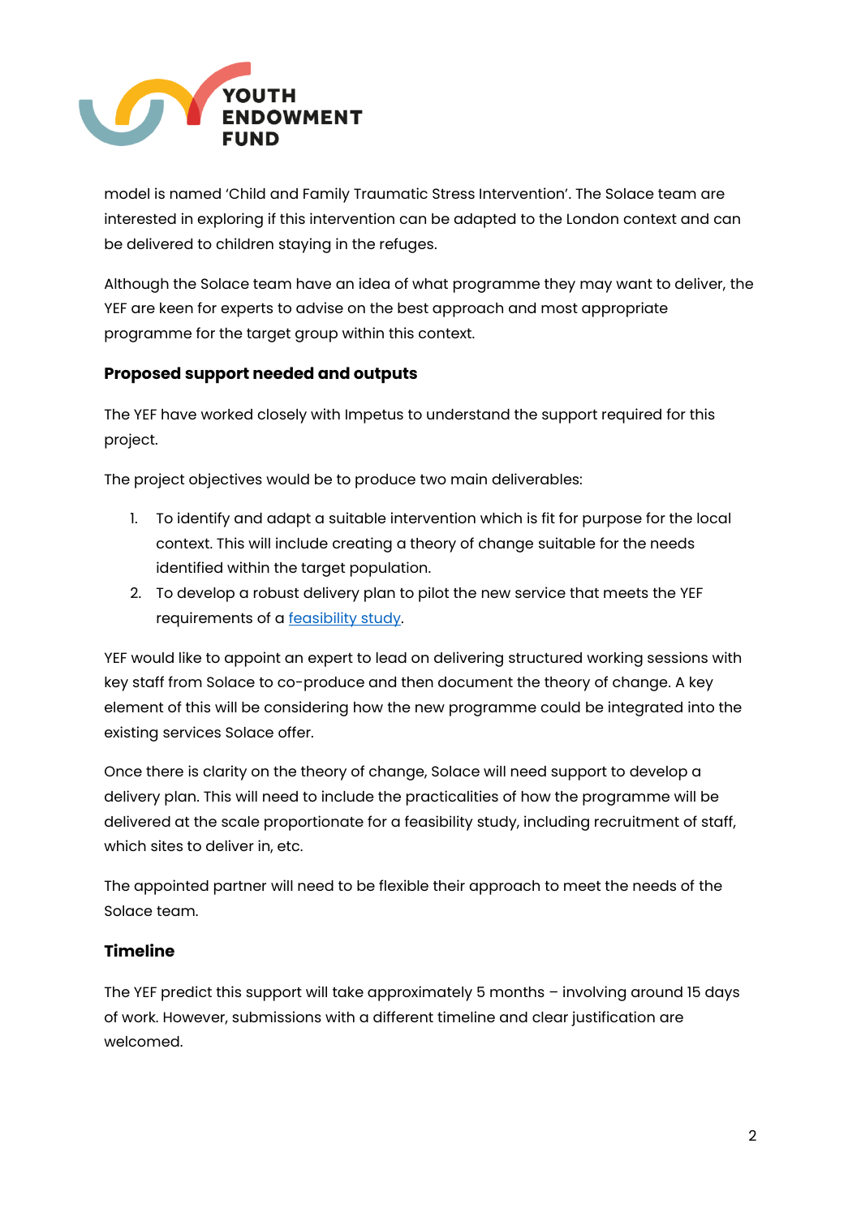model is named 'Child and Family Traumatic Stress Intervention'. The Solace team are interested in exploring if this intervention can be adapted to the London context and can be delivered to children staying in the refuges.

Although the Solace team have an idea of what programme they may want to deliver, the YEF are keen for experts to advise on the best approach and most appropriate programme for the target group within this context.

### Proposed support needed and outputs

The YEF have worked closely with Impetus to understand the support required for this project.

The project objectives would be to produce two main deliverables:

1. To identify and adapt a suitable intervention which is fit for purpose for the local context. This will include creating a theory of change suitable for the needs identified within the target population.
2. To develop a robust delivery plan to pilot the new service that meets the YEF requirements of a feasibility study.

YEF would like to appoint an expert to lead on delivering structured working sessions with key staff from Solace to co-produce and then document the theory of change. A key element of this will be considering how the new programme could be integrated into the existing services Solace offer.

Once there is clarity on the theory of change, Solace will need support to develop a delivery plan. This will need to include the practicalities of how the programme will be delivered at the scale proportionate for a feasibility study, including recruitment of staff, which sites to deliver in, etc.

The appointed partner will need to be flexible their approach to meet the needs of the Solace team.

### Timeline

The YEF predict this support will take approximately 5 months – involving around 15 days of work. However, submissions with a different timeline and clear justification are welcomed.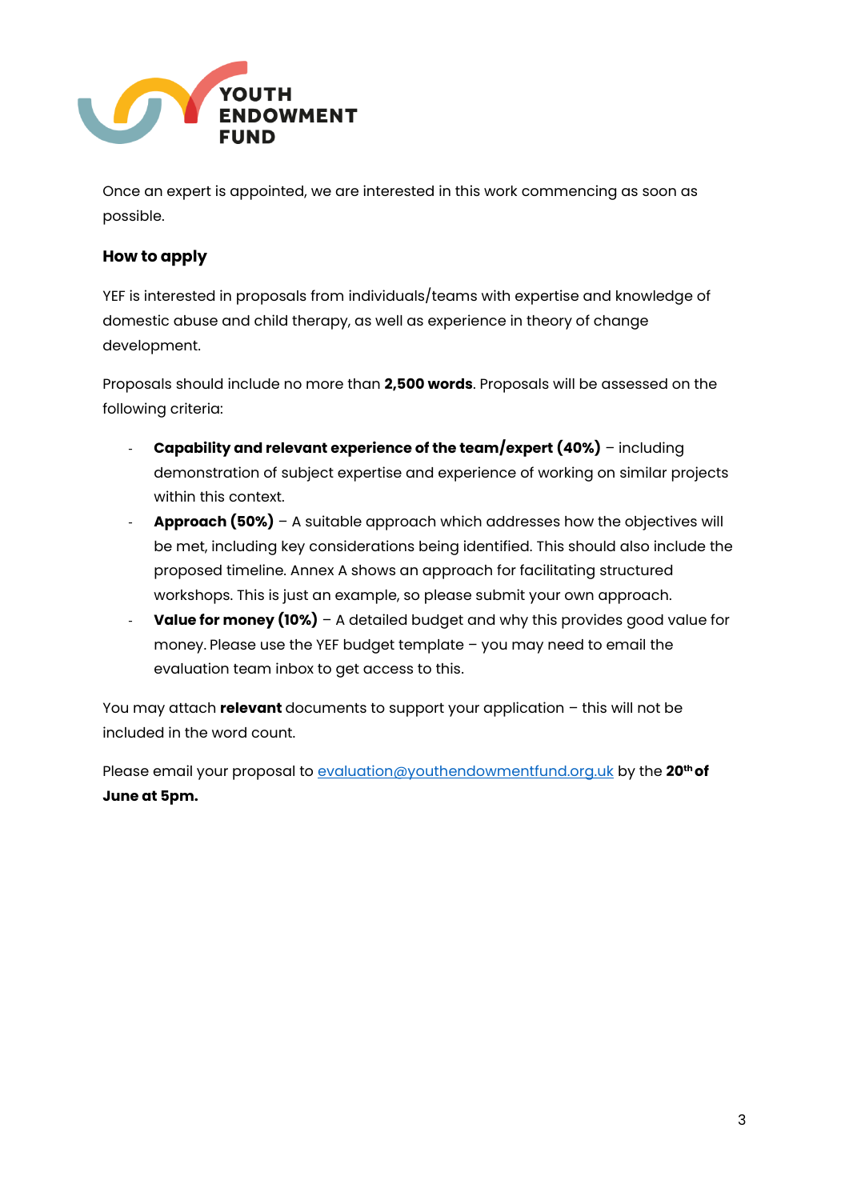Once an expert is appointed, we are interested in this work commencing as soon as possible.

## How to apply

YEF is interested in proposals from individuals/teams with expertise and knowledge of domestic abuse and child therapy, as well as experience in theory of change development.

Proposals should include no more than **2,500 words**. Proposals will be assessed on the following criteria:

- **Capability and relevant experience of the team/expert (40%)** – including demonstration of subject expertise and experience of working on similar projects within this context.
- **Approach (50%)** – A suitable approach which addresses how the objectives will be met, including key considerations being identified. This should also include the proposed timeline. Annex A shows an approach for facilitating structured workshops. This is just an example, so please submit your own approach.
- **Value for money (10%)** – A detailed budget and why this provides good value for money. Please use the YEF budget template – you may need to email the evaluation team inbox to get access to this.

You may attach **relevant** documents to support your application – this will not be included in the word count.

Please email your proposal to [evaluation@youthendowmentfund.org.uk](mailto:evaluation@youthendowmentfund.org.uk) by the **20th of June at 5pm.**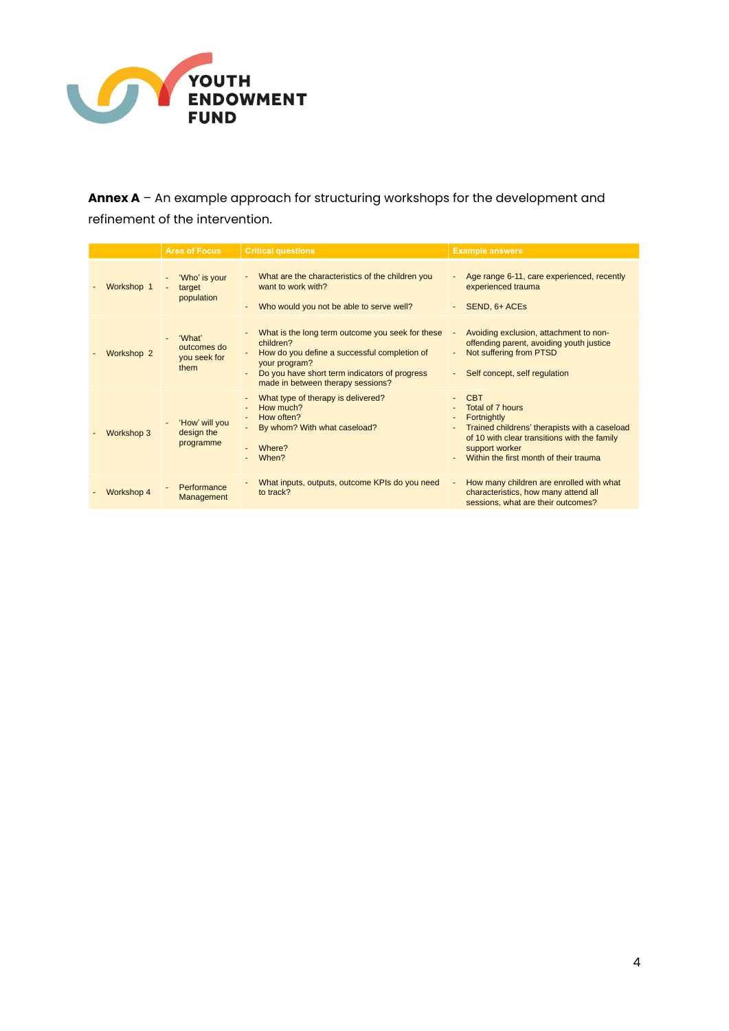**Annex A** – An example approach for structuring workshops for the development and refinement of the intervention.

| | Area of Focus | Critical questions | Example answers |
|---|---|---|---|
| - Workshop 1 | - 'Who' is your<br>- target population | - What are the characteristics of the children you want to work with?<br>- Who would you not be able to serve well? | - Age range 6-11, care experienced, recently experienced trauma<br>- SEND, 6+ ACEs |
| - Workshop 2 | - 'What' outcomes do you seek for them | - What is the long term outcome you seek for these children?<br>- How do you define a successful completion of your program?<br>- Do you have short term indicators of progress made in between therapy sessions? | - Avoiding exclusion, attachment to non-offending parent, avoiding youth justice<br>- Not suffering from PTSD<br>- Self concept, self regulation |
| - Workshop 3 | - 'How' will you design the programme | - What type of therapy is delivered?<br>- How much?<br>- How often?<br>- By whom? With what caseload?<br>- Where?<br>- When? | - CBT<br>- Total of 7 hours<br>- Fortnightly<br>- Trained childrens' therapists with a caseload of 10 with clear transitions with the family support worker<br>- Within the first month of their trauma |
| - Workshop 4 | - Performance Management | - What inputs, outputs, outcome KPIs do you need to track? | - How many children are enrolled with what characteristics, how many attend all sessions, what are their outcomes? |